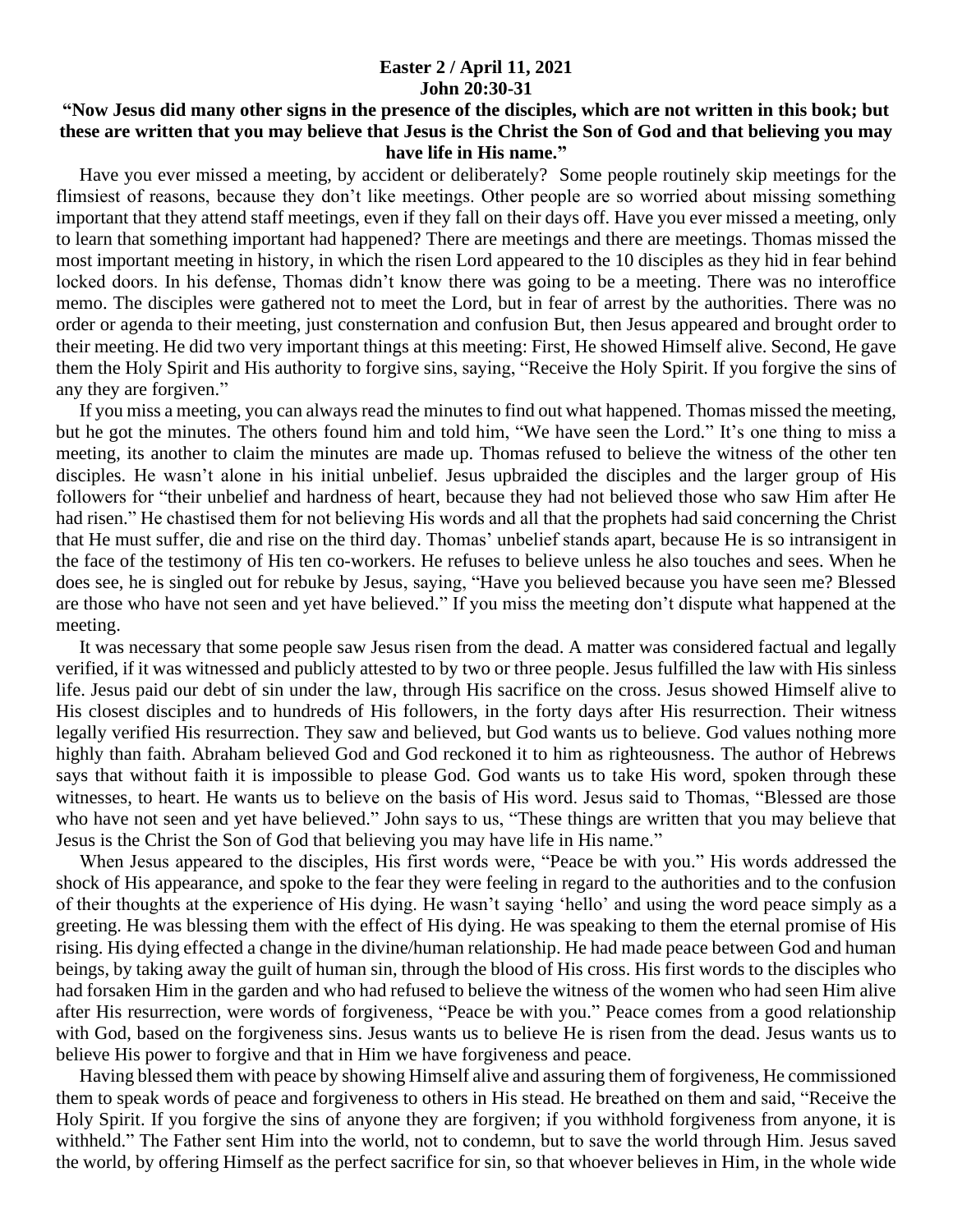**Easter 2 / April 11, 2021**
**John 20:30-31**

**"Now Jesus did many other signs in the presence of the disciples, which are not written in this book; but these are written that you may believe that Jesus is the Christ the Son of God and that believing you may have life in His name."**

Have you ever missed a meeting, by accident or deliberately? Some people routinely skip meetings for the flimsiest of reasons, because they don't like meetings. Other people are so worried about missing something important that they attend staff meetings, even if they fall on their days off. Have you ever missed a meeting, only to learn that something important had happened? There are meetings and there are meetings. Thomas missed the most important meeting in history, in which the risen Lord appeared to the 10 disciples as they hid in fear behind locked doors. In his defense, Thomas didn't know there was going to be a meeting. There was no interoffice memo. The disciples were gathered not to meet the Lord, but in fear of arrest by the authorities. There was no order or agenda to their meeting, just consternation and confusion But, then Jesus appeared and brought order to their meeting. He did two very important things at this meeting: First, He showed Himself alive. Second, He gave them the Holy Spirit and His authority to forgive sins, saying, "Receive the Holy Spirit. If you forgive the sins of any they are forgiven."

If you miss a meeting, you can always read the minutes to find out what happened. Thomas missed the meeting, but he got the minutes. The others found him and told him, "We have seen the Lord." It's one thing to miss a meeting, its another to claim the minutes are made up. Thomas refused to believe the witness of the other ten disciples. He wasn't alone in his initial unbelief. Jesus upbraided the disciples and the larger group of His followers for "their unbelief and hardness of heart, because they had not believed those who saw Him after He had risen." He chastised them for not believing His words and all that the prophets had said concerning the Christ that He must suffer, die and rise on the third day. Thomas' unbelief stands apart, because He is so intransigent in the face of the testimony of His ten co-workers. He refuses to believe unless he also touches and sees. When he does see, he is singled out for rebuke by Jesus, saying, "Have you believed because you have seen me? Blessed are those who have not seen and yet have believed." If you miss the meeting don't dispute what happened at the meeting.

It was necessary that some people saw Jesus risen from the dead. A matter was considered factual and legally verified, if it was witnessed and publicly attested to by two or three people. Jesus fulfilled the law with His sinless life. Jesus paid our debt of sin under the law, through His sacrifice on the cross. Jesus showed Himself alive to His closest disciples and to hundreds of His followers, in the forty days after His resurrection. Their witness legally verified His resurrection. They saw and believed, but God wants us to believe. God values nothing more highly than faith. Abraham believed God and God reckoned it to him as righteousness. The author of Hebrews says that without faith it is impossible to please God. God wants us to take His word, spoken through these witnesses, to heart. He wants us to believe on the basis of His word. Jesus said to Thomas, "Blessed are those who have not seen and yet have believed." John says to us, "These things are written that you may believe that Jesus is the Christ the Son of God that believing you may have life in His name."

When Jesus appeared to the disciples, His first words were, "Peace be with you." His words addressed the shock of His appearance, and spoke to the fear they were feeling in regard to the authorities and to the confusion of their thoughts at the experience of His dying. He wasn't saying 'hello' and using the word peace simply as a greeting. He was blessing them with the effect of His dying. He was speaking to them the eternal promise of His rising. His dying effected a change in the divine/human relationship. He had made peace between God and human beings, by taking away the guilt of human sin, through the blood of His cross. His first words to the disciples who had forsaken Him in the garden and who had refused to believe the witness of the women who had seen Him alive after His resurrection, were words of forgiveness, "Peace be with you." Peace comes from a good relationship with God, based on the forgiveness sins. Jesus wants us to believe He is risen from the dead. Jesus wants us to believe His power to forgive and that in Him we have forgiveness and peace.

Having blessed them with peace by showing Himself alive and assuring them of forgiveness, He commissioned them to speak words of peace and forgiveness to others in His stead. He breathed on them and said, "Receive the Holy Spirit. If you forgive the sins of anyone they are forgiven; if you withhold forgiveness from anyone, it is withheld." The Father sent Him into the world, not to condemn, but to save the world through Him. Jesus saved the world, by offering Himself as the perfect sacrifice for sin, so that whoever believes in Him, in the whole wide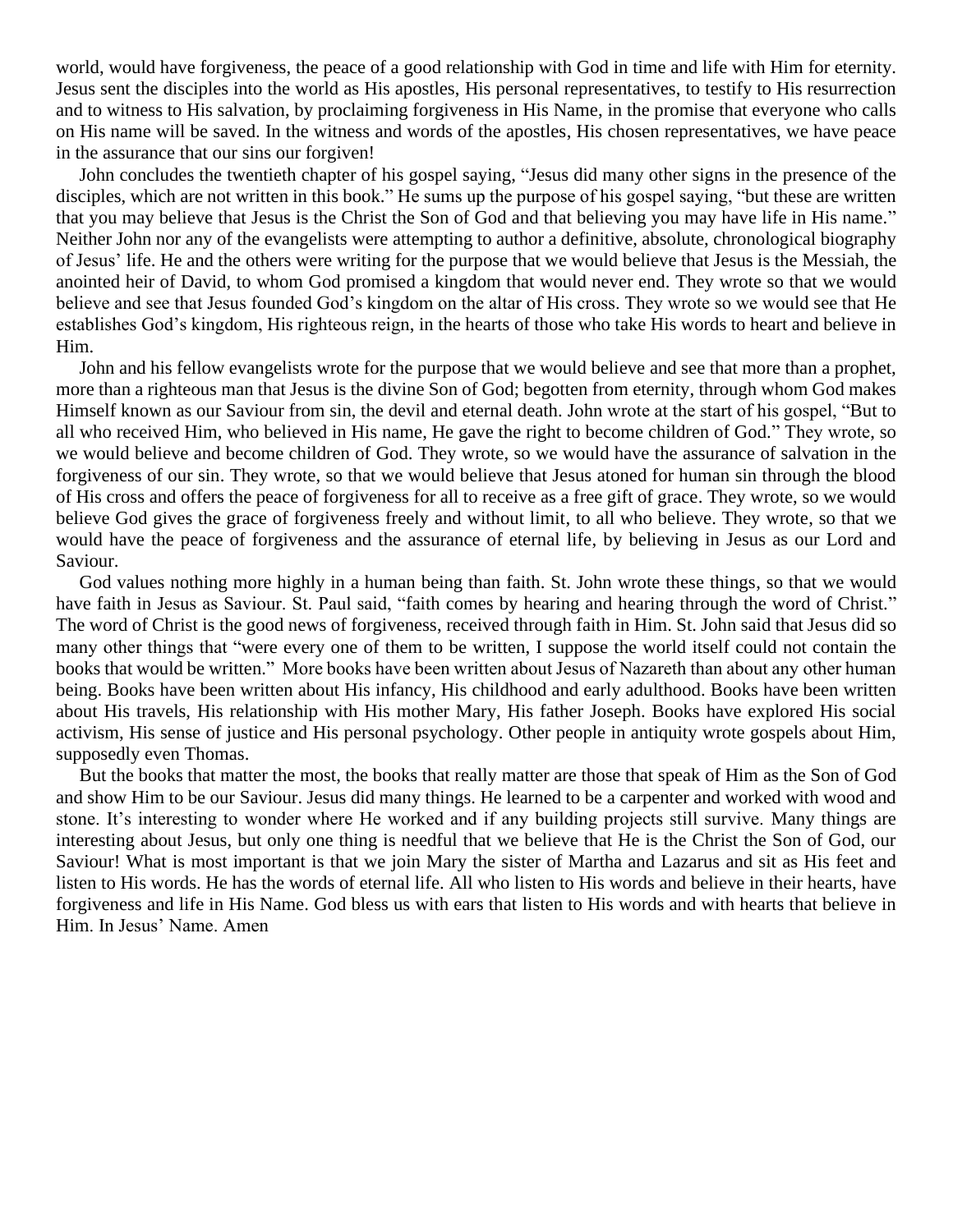world, would have forgiveness, the peace of a good relationship with God in time and life with Him for eternity. Jesus sent the disciples into the world as His apostles, His personal representatives, to testify to His resurrection and to witness to His salvation, by proclaiming forgiveness in His Name, in the promise that everyone who calls on His name will be saved. In the witness and words of the apostles, His chosen representatives, we have peace in the assurance that our sins our forgiven!

John concludes the twentieth chapter of his gospel saying, "Jesus did many other signs in the presence of the disciples, which are not written in this book." He sums up the purpose of his gospel saying, "but these are written that you may believe that Jesus is the Christ the Son of God and that believing you may have life in His name." Neither John nor any of the evangelists were attempting to author a definitive, absolute, chronological biography of Jesus' life. He and the others were writing for the purpose that we would believe that Jesus is the Messiah, the anointed heir of David, to whom God promised a kingdom that would never end. They wrote so that we would believe and see that Jesus founded God's kingdom on the altar of His cross. They wrote so we would see that He establishes God's kingdom, His righteous reign, in the hearts of those who take His words to heart and believe in Him.

John and his fellow evangelists wrote for the purpose that we would believe and see that more than a prophet, more than a righteous man that Jesus is the divine Son of God; begotten from eternity, through whom God makes Himself known as our Saviour from sin, the devil and eternal death. John wrote at the start of his gospel, "But to all who received Him, who believed in His name, He gave the right to become children of God." They wrote, so we would believe and become children of God. They wrote, so we would have the assurance of salvation in the forgiveness of our sin. They wrote, so that we would believe that Jesus atoned for human sin through the blood of His cross and offers the peace of forgiveness for all to receive as a free gift of grace. They wrote, so we would believe God gives the grace of forgiveness freely and without limit, to all who believe. They wrote, so that we would have the peace of forgiveness and the assurance of eternal life, by believing in Jesus as our Lord and Saviour.

God values nothing more highly in a human being than faith. St. John wrote these things, so that we would have faith in Jesus as Saviour. St. Paul said, "faith comes by hearing and hearing through the word of Christ." The word of Christ is the good news of forgiveness, received through faith in Him. St. John said that Jesus did so many other things that "were every one of them to be written, I suppose the world itself could not contain the books that would be written." More books have been written about Jesus of Nazareth than about any other human being. Books have been written about His infancy, His childhood and early adulthood. Books have been written about His travels, His relationship with His mother Mary, His father Joseph. Books have explored His social activism, His sense of justice and His personal psychology. Other people in antiquity wrote gospels about Him, supposedly even Thomas.

But the books that matter the most, the books that really matter are those that speak of Him as the Son of God and show Him to be our Saviour. Jesus did many things. He learned to be a carpenter and worked with wood and stone. It's interesting to wonder where He worked and if any building projects still survive. Many things are interesting about Jesus, but only one thing is needful that we believe that He is the Christ the Son of God, our Saviour! What is most important is that we join Mary the sister of Martha and Lazarus and sit as His feet and listen to His words. He has the words of eternal life. All who listen to His words and believe in their hearts, have forgiveness and life in His Name. God bless us with ears that listen to His words and with hearts that believe in Him. In Jesus' Name. Amen